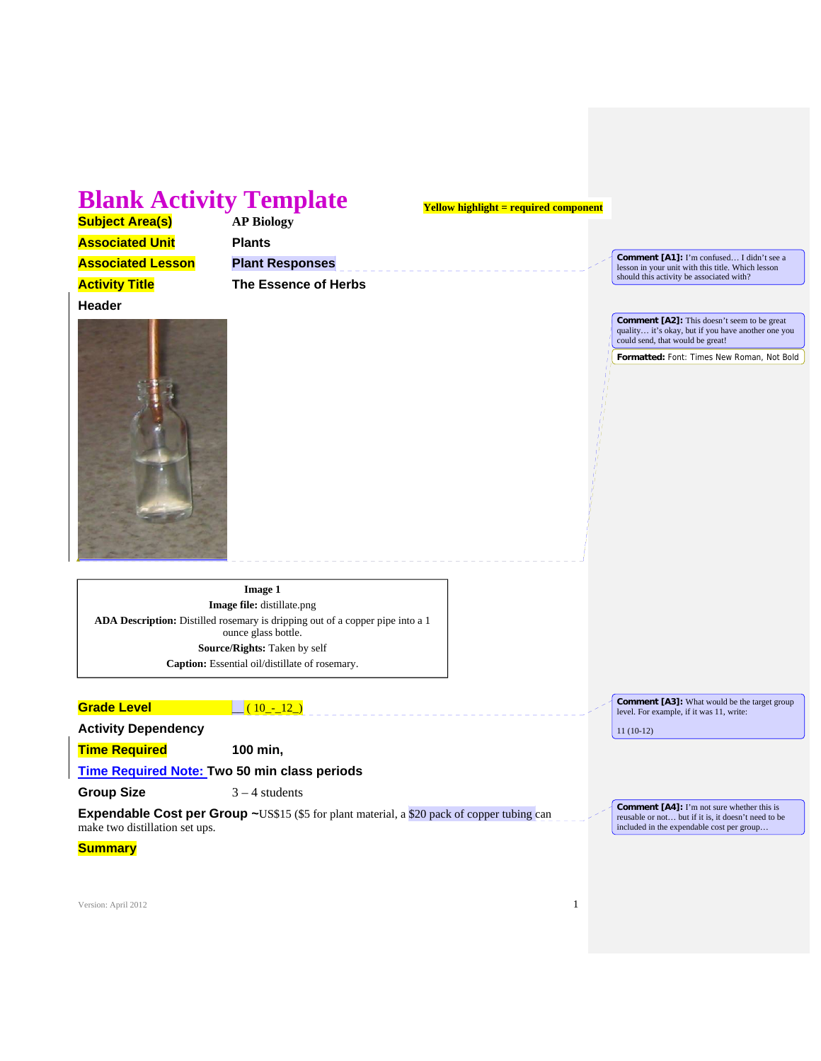# Blank Activity Template

**Yellow highlight = required component**

**Subject Area(s)** AP Biology

**Associated Unit** Plants

**Associated Lesson** Plant Responses

**Activity Title** The Essence of Herbs

**Header**

**Image 1**
**Image file:** distillate.png
**ADA Description:** Distilled rosemary is dripping out of a copper pipe into a 1 ounce glass bottle.
**Source/Rights:** Taken by self
**Caption:** Essential oil/distillate of rosemary.

**Grade Level** ( 10_-_12_)

**Activity Dependency**

**Time Required** 100 min,

**Time Required Note:** Two 50 min class periods

**Group Size** 3 – 4 students

**Expendable Cost per Group** ~US$15 ($5 for plant material, a $20 pack of copper tubing can make two distillation set ups.

**Summary**

---

**Comment [A1]:** I'm confused… I didn't see a lesson in your unit with this title. Which lesson should this activity be associated with?

**Comment [A2]:** This doesn't seem to be great quality… it's okay, but if you have another one you could send, that would be great!

**Formatted:** Font: Times New Roman, Not Bold

**Comment [A3]:** What would be the target group level. For example, if it was 11, write:

11 (10-12)

**Comment [A4]:** I'm not sure whether this is reusable or not… but if it is, it doesn't need to be included in the expendable cost per group…

Version: April 2012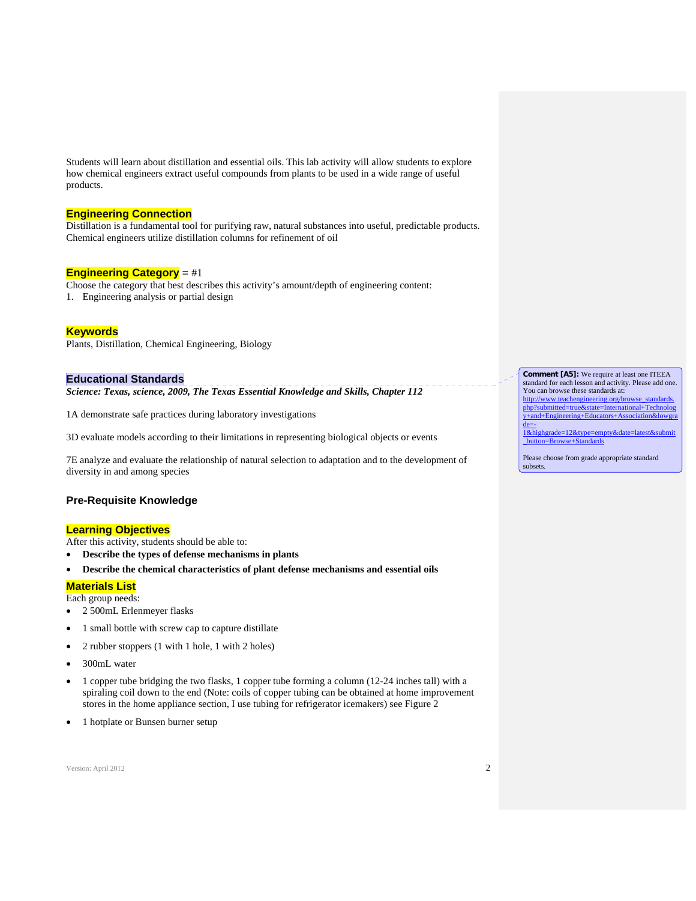Students will learn about distillation and essential oils. This lab activity will allow students to explore how chemical engineers extract useful compounds from plants to be used in a wide range of useful products.

## Engineering Connection

Distillation is a fundamental tool for purifying raw, natural substances into useful, predictable products. Chemical engineers utilize distillation columns for refinement of oil

## Engineering Category = #1

Choose the category that best describes this activity's amount/depth of engineering content:

1. Engineering analysis or partial design

## Keywords

Plants, Distillation, Chemical Engineering, Biology

## Educational Standards

***Science: Texas, science, 2009, The Texas Essential Knowledge and Skills, Chapter 112***

1A demonstrate safe practices during laboratory investigations

3D evaluate models according to their limitations in representing biological objects or events

7E analyze and evaluate the relationship of natural selection to adaptation and to the development of diversity in and among species

> **Comment [A5]:** We require at least one ITEEA standard for each lesson and activity. Please add one. You can browse these standards at: http://www.teachengineering.org/browse_standards.php?submitted=true&state=International+Technology+and+Engineering+Educators+Association&lowgrade=-1&highgrade=12&type=empty&date=latest&submit_button=Browse+Standards
>
> Please choose from grade appropriate standard subsets.

## Pre-Requisite Knowledge

## Learning Objectives

After this activity, students should be able to:

- **Describe the types of defense mechanisms in plants**
- **Describe the chemical characteristics of plant defense mechanisms and essential oils**

## Materials List

Each group needs:

- 2 500mL Erlenmeyer flasks
- 1 small bottle with screw cap to capture distillate
- 2 rubber stoppers (1 with 1 hole, 1 with 2 holes)
- 300mL water
- 1 copper tube bridging the two flasks, 1 copper tube forming a column (12-24 inches tall) with a spiraling coil down to the end (Note: coils of copper tubing can be obtained at home improvement stores in the home appliance section, I use tubing for refrigerator icemakers) see Figure 2
- 1 hotplate or Bunsen burner setup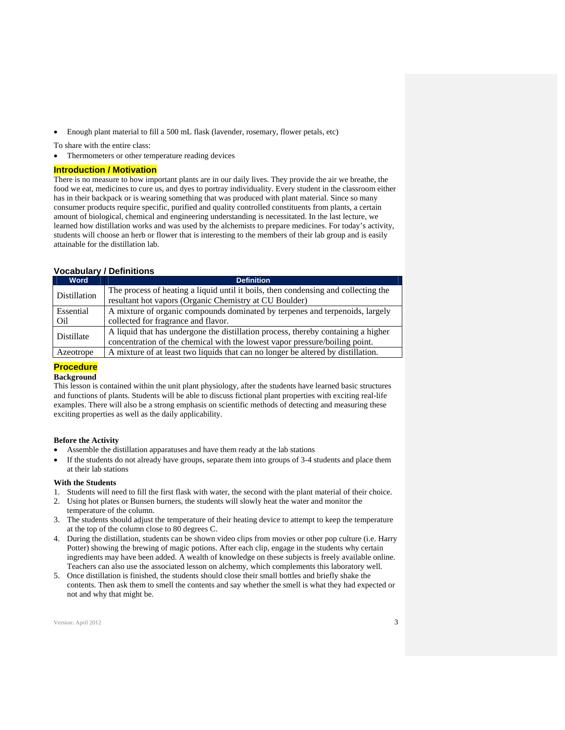- Enough plant material to fill a 500 mL flask (lavender, rosemary, flower petals, etc)

To share with the entire class:

- Thermometers or other temperature reading devices

## Introduction / Motivation

There is no measure to how important plants are in our daily lives. They provide the air we breathe, the food we eat, medicines to cure us, and dyes to portray individuality. Every student in the classroom either has in their backpack or is wearing something that was produced with plant material. Since so many consumer products require specific, purified and quality controlled constituents from plants, a certain amount of biological, chemical and engineering understanding is necessitated. In the last lecture, we learned how distillation works and was used by the alchemists to prepare medicines. For today's activity, students will choose an herb or flower that is interesting to the members of their lab group and is easily attainable for the distillation lab.

## Vocabulary / Definitions

| Word | Definition |
| --- | --- |
| Distillation | The process of heating a liquid until it boils, then condensing and collecting the resultant hot vapors (Organic Chemistry at CU Boulder) |
| Essential Oil | A mixture of organic compounds dominated by terpenes and terpenoids, largely collected for fragrance and flavor. |
| Distillate | A liquid that has undergone the distillation process, thereby containing a higher concentration of the chemical with the lowest vapor pressure/boiling point. |
| Azeotrope | A mixture of at least two liquids that can no longer be altered by distillation. |

## Procedure

**Background**

This lesson is contained within the unit plant physiology, after the students have learned basic structures and functions of plants. Students will be able to discuss fictional plant properties with exciting real-life examples. There will also be a strong emphasis on scientific methods of detecting and measuring these exciting properties as well as the daily applicability.

**Before the Activity**

- Assemble the distillation apparatuses and have them ready at the lab stations
- If the students do not already have groups, separate them into groups of 3-4 students and place them at their lab stations

**With the Students**

1. Students will need to fill the first flask with water, the second with the plant material of their choice.
2. Using hot plates or Bunsen burners, the students will slowly heat the water and monitor the temperature of the column.
3. The students should adjust the temperature of their heating device to attempt to keep the temperature at the top of the column close to 80 degrees C.
4. During the distillation, students can be shown video clips from movies or other pop culture (i.e. Harry Potter) showing the brewing of magic potions. After each clip, engage in the students why certain ingredients may have been added. A wealth of knowledge on these subjects is freely available online. Teachers can also use the associated lesson on alchemy, which complements this laboratory well.
5. Once distillation is finished, the students should close their small bottles and briefly shake the contents. Then ask them to smell the contents and say whether the smell is what they had expected or not and why that might be.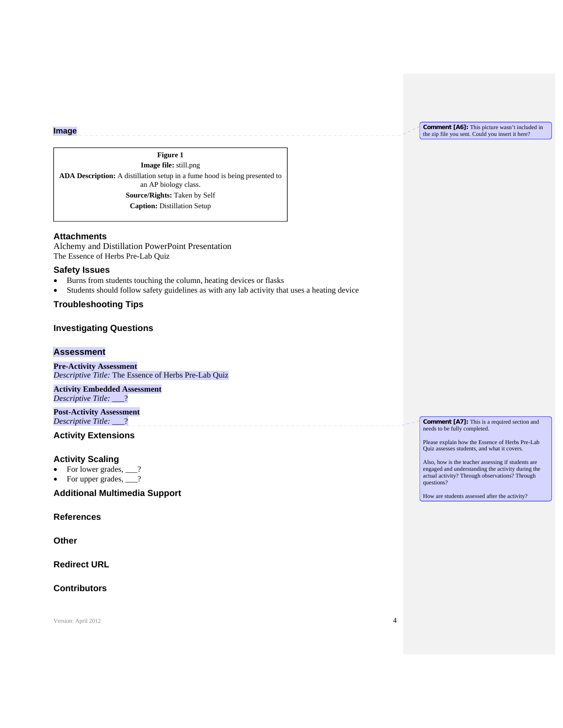## Image

**Figure 1**
**Image file:** still.png
**ADA Description:** A distillation setup in a fume hood is being presented to an AP biology class.
**Source/Rights:** Taken by Self
**Caption:** Distillation Setup

> **Comment [A6]:** This picture wasn't included in the zip file you sent. Could you insert it here?

## Attachments

Alchemy and Distillation PowerPoint Presentation
The Essence of Herbs Pre-Lab Quiz

## Safety Issues

- Burns from students touching the column, heating devices or flasks
- Students should follow safety guidelines as with any lab activity that uses a heating device

## Troubleshooting Tips

## Investigating Questions

## Assessment

**Pre-Activity Assessment**
*Descriptive Title:* The Essence of Herbs Pre-Lab Quiz

**Activity Embedded Assessment**
*Descriptive Title:* ___?

**Post-Activity Assessment**
*Descriptive Title:* ___?

> **Comment [A7]:** This is a required section and needs to be fully completed.
>
> Please explain how the Essence of Herbs Pre-Lab Quiz assesses students, and what it covers.
>
> Also, how is the teacher assessing if students are engaged and understanding the activity during the actual activity? Through observations? Through questions?
>
> How are students assessed after the activity?

## Activity Extensions

## Activity Scaling

- For lower grades, ___?
- For upper grades, ___?

## Additional Multimedia Support

## References

## Other

## Redirect URL

## Contributors

Version: April 2012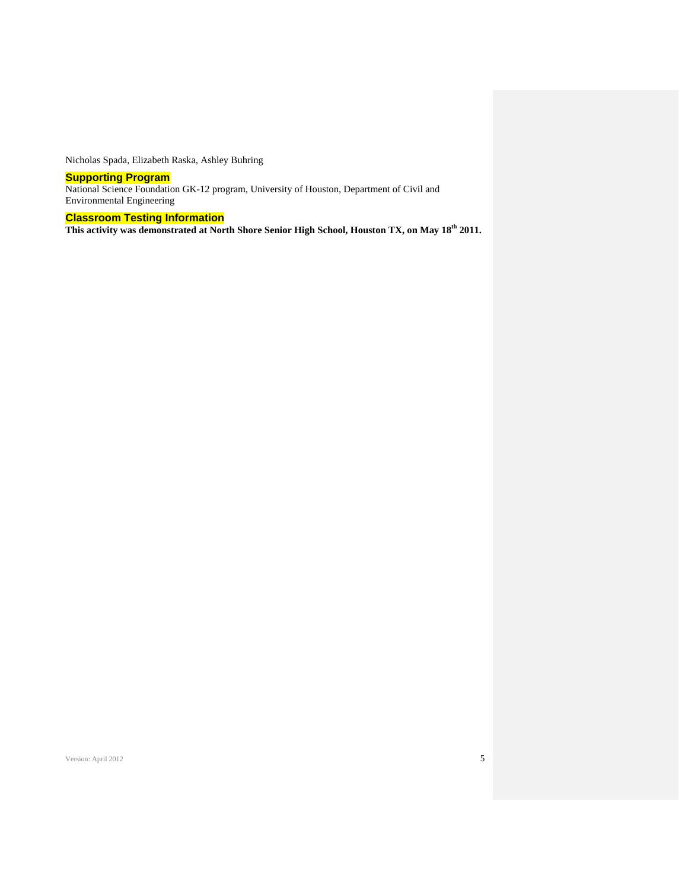Nicholas Spada, Elizabeth Raska, Ashley Buhring

## Supporting Program

National Science Foundation GK-12 program, University of Houston, Department of Civil and Environmental Engineering

## Classroom Testing Information

**This activity was demonstrated at North Shore Senior High School, Houston TX, on May 18th 2011.**

Version: April 2012